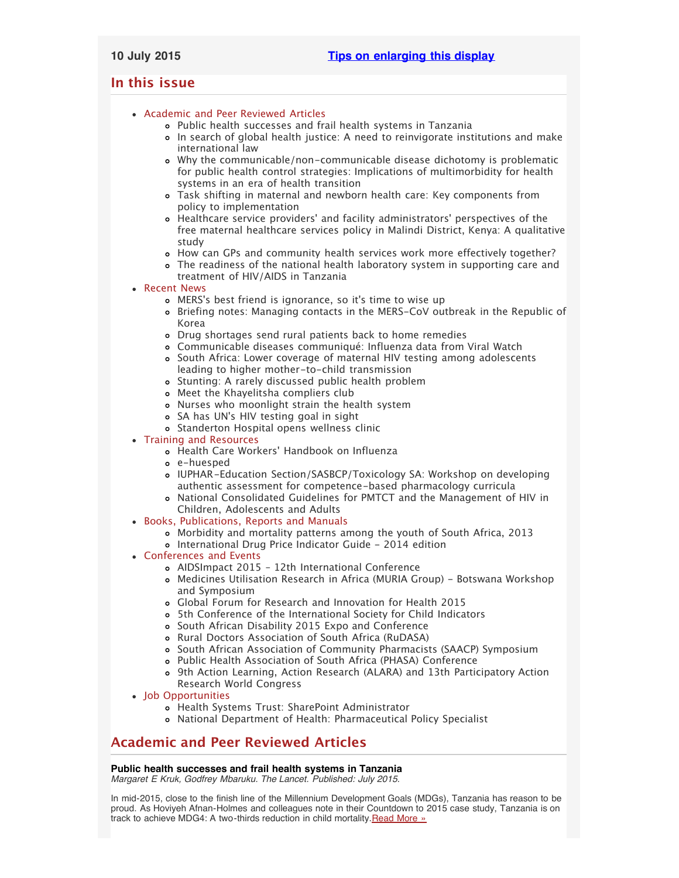**10 July 2015** [Tips on enlarging this display]

## In this issue

- Academic and Peer Reviewed Articles
    - Public health successes and frail health systems in Tanzania
    - In search of global health justice: A need to reinvigorate institutions and make international law
    - Why the communicable/non-communicable disease dichotomy is problematic for public health control strategies: Implications of multimorbidity for health systems in an era of health transition
    - Task shifting in maternal and newborn health care: Key components from policy to implementation
    - Healthcare service providers' and facility administrators' perspectives of the free maternal healthcare services policy in Malindi District, Kenya: A qualitative study
    - How can GPs and community health services work more effectively together?
    - The readiness of the national health laboratory system in supporting care and treatment of HIV/AIDS in Tanzania
- Recent News
    - MERS's best friend is ignorance, so it's time to wise up
    - Briefing notes: Managing contacts in the MERS-CoV outbreak in the Republic of Korea
    - Drug shortages send rural patients back to home remedies
    - Communicable diseases communiqué: Influenza data from Viral Watch
    - South Africa: Lower coverage of maternal HIV testing among adolescents leading to higher mother-to-child transmission
    - Stunting: A rarely discussed public health problem
    - Meet the Khayelitsha compliers club
    - Nurses who moonlight strain the health system
    - SA has UN's HIV testing goal in sight
    - Standerton Hospital opens wellness clinic
- Training and Resources
    - Health Care Workers' Handbook on Influenza
    - e-huesped
    - IUPHAR-Education Section/SASBCP/Toxicology SA: Workshop on developing authentic assessment for competence-based pharmacology curricula
    - National Consolidated Guidelines for PMTCT and the Management of HIV in Children, Adolescents and Adults
- Books, Publications, Reports and Manuals
    - Morbidity and mortality patterns among the youth of South Africa, 2013
    - International Drug Price Indicator Guide - 2014 edition
- Conferences and Events
    - AIDSImpact 2015 - 12th International Conference
    - Medicines Utilisation Research in Africa (MURIA Group) - Botswana Workshop and Symposium
    - Global Forum for Research and Innovation for Health 2015
    - 5th Conference of the International Society for Child Indicators
    - South African Disability 2015 Expo and Conference
    - Rural Doctors Association of South Africa (RuDASA)
    - South African Association of Community Pharmacists (SAACP) Symposium
    - Public Health Association of South Africa (PHASA) Conference
    - 9th Action Learning, Action Research (ALARA) and 13th Participatory Action Research World Congress
- Job Opportunities
    - Health Systems Trust: SharePoint Administrator
    - National Department of Health: Pharmaceutical Policy Specialist

## Academic and Peer Reviewed Articles

**Public health successes and frail health systems in Tanzania**
*Margaret E Kruk, Godfrey Mbaruku. The Lancet. Published: July 2015.*

In mid-2015, close to the finish line of the Millennium Development Goals (MDGs), Tanzania has reason to be proud. As Hoviyeh Afnan-Holmes and colleagues note in their Countdown to 2015 case study, Tanzania is on track to achieve MDG4: A two-thirds reduction in child mortality. Read More »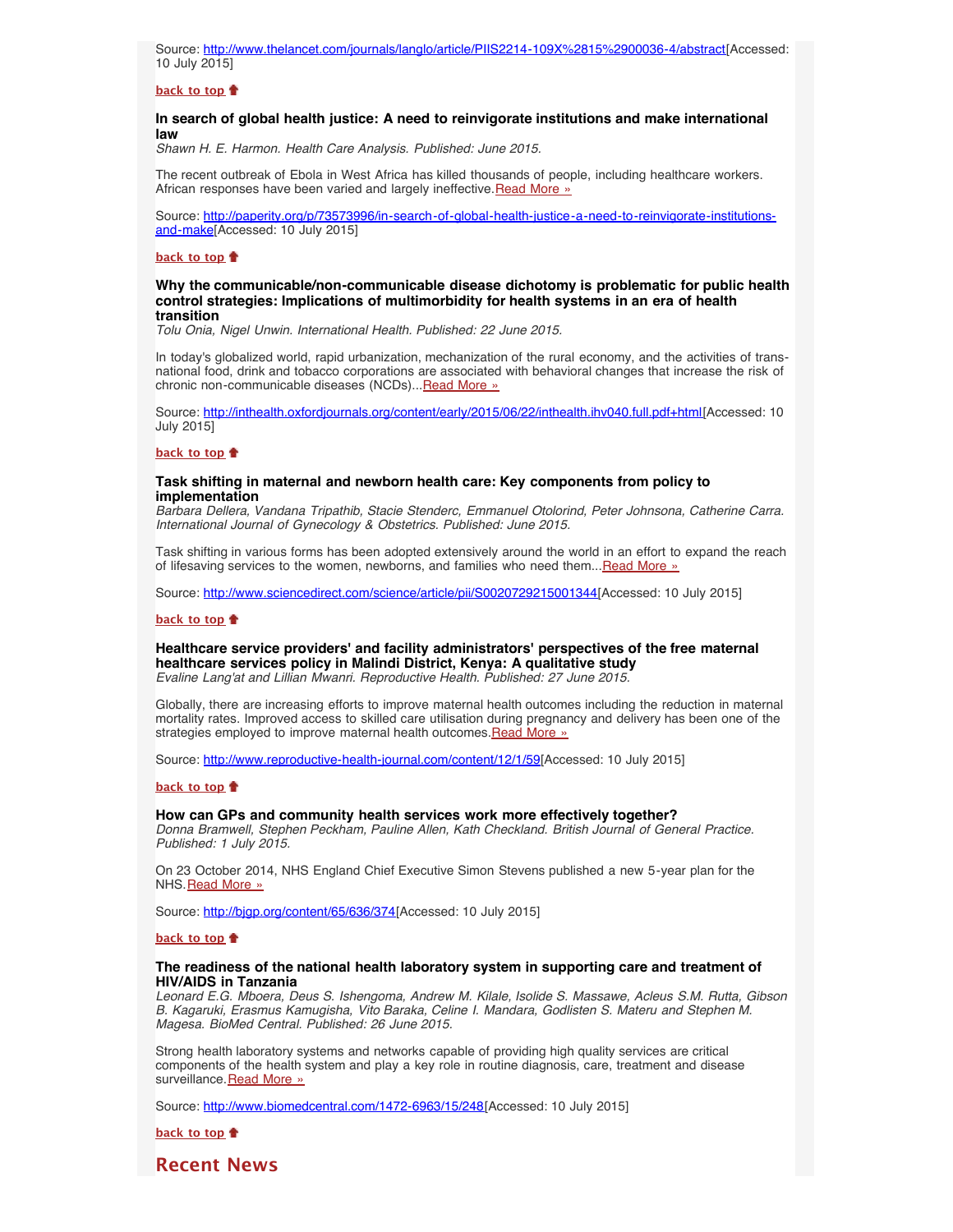Source: http://www.thelancet.com/journals/langlo/article/PIIS2214-109X%2815%2900036-4/abstract[Accessed: 10 July 2015]

**back to top**

### In search of global health justice: A need to reinvigorate institutions and make international law

*Shawn H. E. Harmon. Health Care Analysis. Published: June 2015.*

The recent outbreak of Ebola in West Africa has killed thousands of people, including healthcare workers. African responses have been varied and largely ineffective. Read More »

Source: http://paperity.org/p/73573996/in-search-of-global-health-justice-a-need-to-reinvigorate-institutions-and-make[Accessed: 10 July 2015]

**back to top**

### Why the communicable/non-communicable disease dichotomy is problematic for public health control strategies: Implications of multimorbidity for health systems in an era of health transition

*Tolu Onia, Nigel Unwin. International Health. Published: 22 June 2015.*

In today's globalized world, rapid urbanization, mechanization of the rural economy, and the activities of trans-national food, drink and tobacco corporations are associated with behavioral changes that increase the risk of chronic non-communicable diseases (NCDs)... Read More »

Source: http://inthealth.oxfordjournals.org/content/early/2015/06/22/inthealth.ihv040.full.pdf+html[Accessed: 10 July 2015]

**back to top**

### Task shifting in maternal and newborn health care: Key components from policy to implementation

*Barbara Dellera, Vandana Tripathib, Stacie Stenderc, Emmanuel Otolorind, Peter Johnsona, Catherine Carra. International Journal of Gynecology & Obstetrics. Published: June 2015.*

Task shifting in various forms has been adopted extensively around the world in an effort to expand the reach of lifesaving services to the women, newborns, and families who need them... Read More »

Source: http://www.sciencedirect.com/science/article/pii/S0020729215001344[Accessed: 10 July 2015]

**back to top**

### Healthcare service providers' and facility administrators' perspectives of the free maternal healthcare services policy in Malindi District, Kenya: A qualitative study

*Evaline Lang'at and Lillian Mwanri. Reproductive Health. Published: 27 June 2015.*

Globally, there are increasing efforts to improve maternal health outcomes including the reduction in maternal mortality rates. Improved access to skilled care utilisation during pregnancy and delivery has been one of the strategies employed to improve maternal health outcomes. Read More »

Source: http://www.reproductive-health-journal.com/content/12/1/59[Accessed: 10 July 2015]

**back to top**

### How can GPs and community health services work more effectively together?

*Donna Bramwell, Stephen Peckham, Pauline Allen, Kath Checkland. British Journal of General Practice. Published: 1 July 2015.*

On 23 October 2014, NHS England Chief Executive Simon Stevens published a new 5-year plan for the NHS. Read More »

Source: http://bjgp.org/content/65/636/374[Accessed: 10 July 2015]

**back to top**

### The readiness of the national health laboratory system in supporting care and treatment of HIV/AIDS in Tanzania

*Leonard E.G. Mboera, Deus S. Ishengoma, Andrew M. Kilale, Isolide S. Massawe, Acleus S.M. Rutta, Gibson B. Kagaruki, Erasmus Kamugisha, Vito Baraka, Celine I. Mandara, Godlisten S. Materu and Stephen M. Magesa. BioMed Central. Published: 26 June 2015.*

Strong health laboratory systems and networks capable of providing high quality services are critical components of the health system and play a key role in routine diagnosis, care, treatment and disease surveillance. Read More »

Source: http://www.biomedcentral.com/1472-6963/15/248[Accessed: 10 July 2015]

**back to top**

## Recent News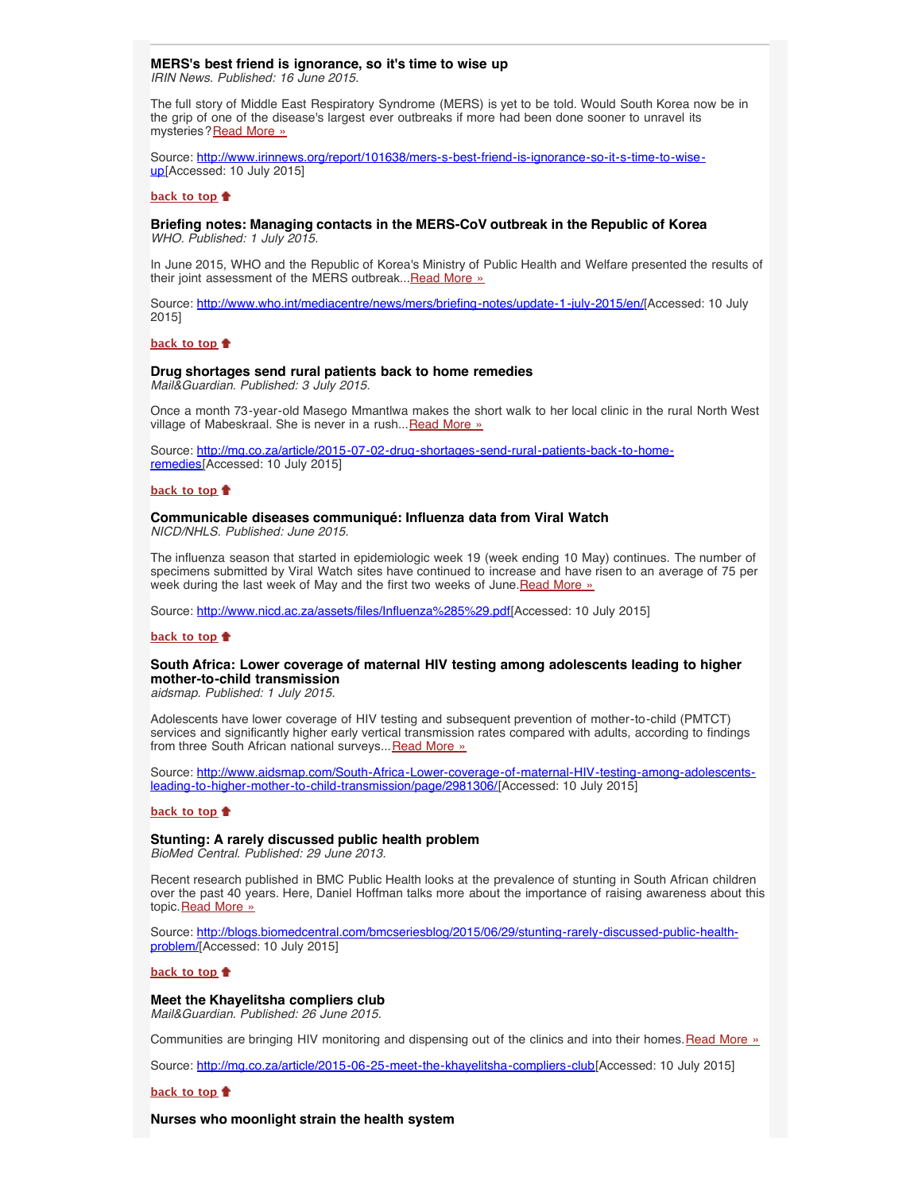### MERS's best friend is ignorance, so it's time to wise up

*IRIN News. Published: 16 June 2015.*

The full story of Middle East Respiratory Syndrome (MERS) is yet to be told. Would South Korea now be in the grip of one of the disease's largest ever outbreaks if more had been done sooner to unravel its mysteries? Read More »

Source: http://www.irinnews.org/report/101638/mers-s-best-friend-is-ignorance-so-it-s-time-to-wise-up[Accessed: 10 July 2015]

**back to top**

### Briefing notes: Managing contacts in the MERS-CoV outbreak in the Republic of Korea

*WHO. Published: 1 July 2015.*

In June 2015, WHO and the Republic of Korea's Ministry of Public Health and Welfare presented the results of their joint assessment of the MERS outbreak... Read More »

Source: http://www.who.int/mediacentre/news/mers/briefing-notes/update-1-july-2015/en/[Accessed: 10 July 2015]

**back to top**

### Drug shortages send rural patients back to home remedies

*Mail&Guardian. Published: 3 July 2015.*

Once a month 73-year-old Masego Mmantlwa makes the short walk to her local clinic in the rural North West village of Mabeskraal. She is never in a rush... Read More »

Source: http://mg.co.za/article/2015-07-02-drug-shortages-send-rural-patients-back-to-home-remedies[Accessed: 10 July 2015]

**back to top**

### Communicable diseases communiqué: Influenza data from Viral Watch

*NICD/NHLS. Published: June 2015.*

The influenza season that started in epidemiologic week 19 (week ending 10 May) continues. The number of specimens submitted by Viral Watch sites have continued to increase and have risen to an average of 75 per week during the last week of May and the first two weeks of June. Read More »

Source: http://www.nicd.ac.za/assets/files/Influenza%285%29.pdf[Accessed: 10 July 2015]

**back to top**

### South Africa: Lower coverage of maternal HIV testing among adolescents leading to higher mother-to-child transmission

*aidsmap. Published: 1 July 2015.*

Adolescents have lower coverage of HIV testing and subsequent prevention of mother-to-child (PMTCT) services and significantly higher early vertical transmission rates compared with adults, according to findings from three South African national surveys... Read More »

Source: http://www.aidsmap.com/South-Africa-Lower-coverage-of-maternal-HIV-testing-among-adolescents-leading-to-higher-mother-to-child-transmission/page/2981306/[Accessed: 10 July 2015]

**back to top**

### Stunting: A rarely discussed public health problem

*BioMed Central. Published: 29 June 2013.*

Recent research published in BMC Public Health looks at the prevalence of stunting in South African children over the past 40 years. Here, Daniel Hoffman talks more about the importance of raising awareness about this topic. Read More »

Source: http://blogs.biomedcentral.com/bmcseriesblog/2015/06/29/stunting-rarely-discussed-public-health-problem/[Accessed: 10 July 2015]

**back to top**

### Meet the Khayelitsha compliers club

*Mail&Guardian. Published: 26 June 2015.*

Communities are bringing HIV monitoring and dispensing out of the clinics and into their homes. Read More »

Source: http://mg.co.za/article/2015-06-25-meet-the-khayelitsha-compliers-club[Accessed: 10 July 2015]

**back to top**

### Nurses who moonlight strain the health system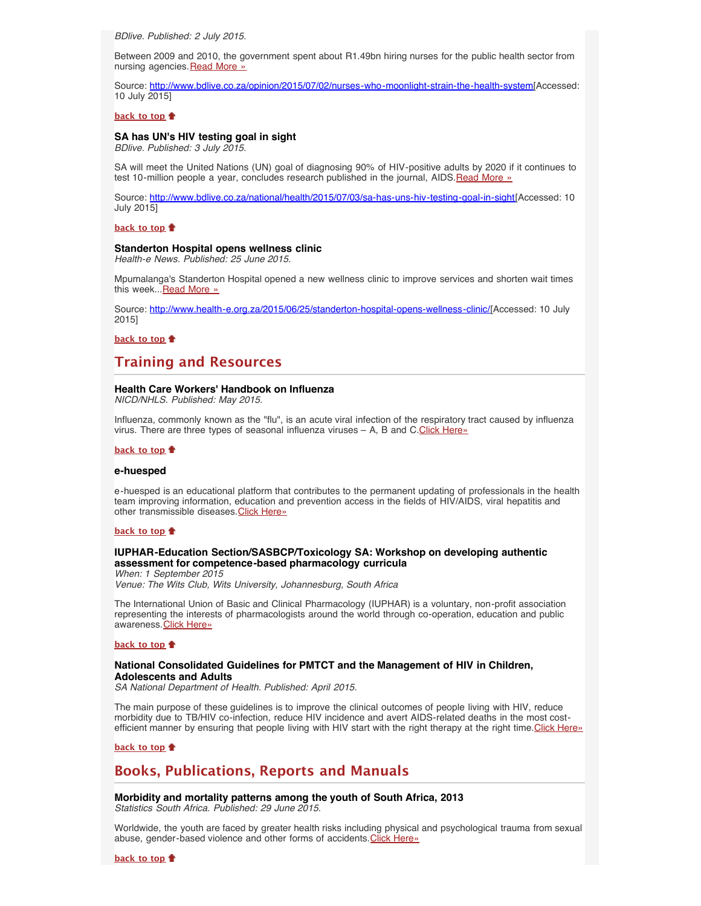*BDlive. Published: 2 July 2015.*

Between 2009 and 2010, the government spent about R1.49bn hiring nurses for the public health sector from nursing agencies. [Read More »](http://www.bdlive.co.za/opinion/2015/07/02/nurses-who-moonlight-strain-the-health-system)

Source: http://www.bdlive.co.za/opinion/2015/07/02/nurses-who-moonlight-strain-the-health-system[Accessed: 10 July 2015]

**back to top**

### SA has UN's HIV testing goal in sight

*BDlive. Published: 3 July 2015.*

SA will meet the United Nations (UN) goal of diagnosing 90% of HIV-positive adults by 2020 if it continues to test 10-million people a year, concludes research published in the journal, AIDS. [Read More »](http://www.bdlive.co.za/national/health/2015/07/03/sa-has-uns-hiv-testing-goal-in-sight)

Source: http://www.bdlive.co.za/national/health/2015/07/03/sa-has-uns-hiv-testing-goal-in-sight[Accessed: 10 July 2015]

**back to top**

### Standerton Hospital opens wellness clinic

*Health-e News. Published: 25 June 2015.*

Mpumalanga's Standerton Hospital opened a new wellness clinic to improve services and shorten wait times this week... [Read More »](http://www.health-e.org.za/2015/06/25/standerton-hospital-opens-wellness-clinic/)

Source: http://www.health-e.org.za/2015/06/25/standerton-hospital-opens-wellness-clinic/[Accessed: 10 July 2015]

**back to top**

## Training and Resources

### Health Care Workers' Handbook on Influenza

*NICD/NHLS. Published: May 2015.*

Influenza, commonly known as the "flu", is an acute viral infection of the respiratory tract caused by influenza virus. There are three types of seasonal influenza viruses – A, B and C. Click Here»

**back to top**

### e-huesped

e-huesped is an educational platform that contributes to the permanent updating of professionals in the health team improving information, education and prevention access in the fields of HIV/AIDS, viral hepatitis and other transmissible diseases. Click Here»

**back to top**

### IUPHAR-Education Section/SASBCP/Toxicology SA: Workshop on developing authentic assessment for competence-based pharmacology curricula

*When: 1 September 2015*
*Venue: The Wits Club, Wits University, Johannesburg, South Africa*

The International Union of Basic and Clinical Pharmacology (IUPHAR) is a voluntary, non-profit association representing the interests of pharmacologists around the world through co-operation, education and public awareness. Click Here»

**back to top**

### National Consolidated Guidelines for PMTCT and the Management of HIV in Children, Adolescents and Adults

*SA National Department of Health. Published: April 2015.*

The main purpose of these guidelines is to improve the clinical outcomes of people living with HIV, reduce morbidity due to TB/HIV co-infection, reduce HIV incidence and avert AIDS-related deaths in the most cost-efficient manner by ensuring that people living with HIV start with the right therapy at the right time. Click Here»

**back to top**

## Books, Publications, Reports and Manuals

### Morbidity and mortality patterns among the youth of South Africa, 2013

*Statistics South Africa. Published: 29 June 2015.*

Worldwide, the youth are faced by greater health risks including physical and psychological trauma from sexual abuse, gender-based violence and other forms of accidents. Click Here»

**back to top**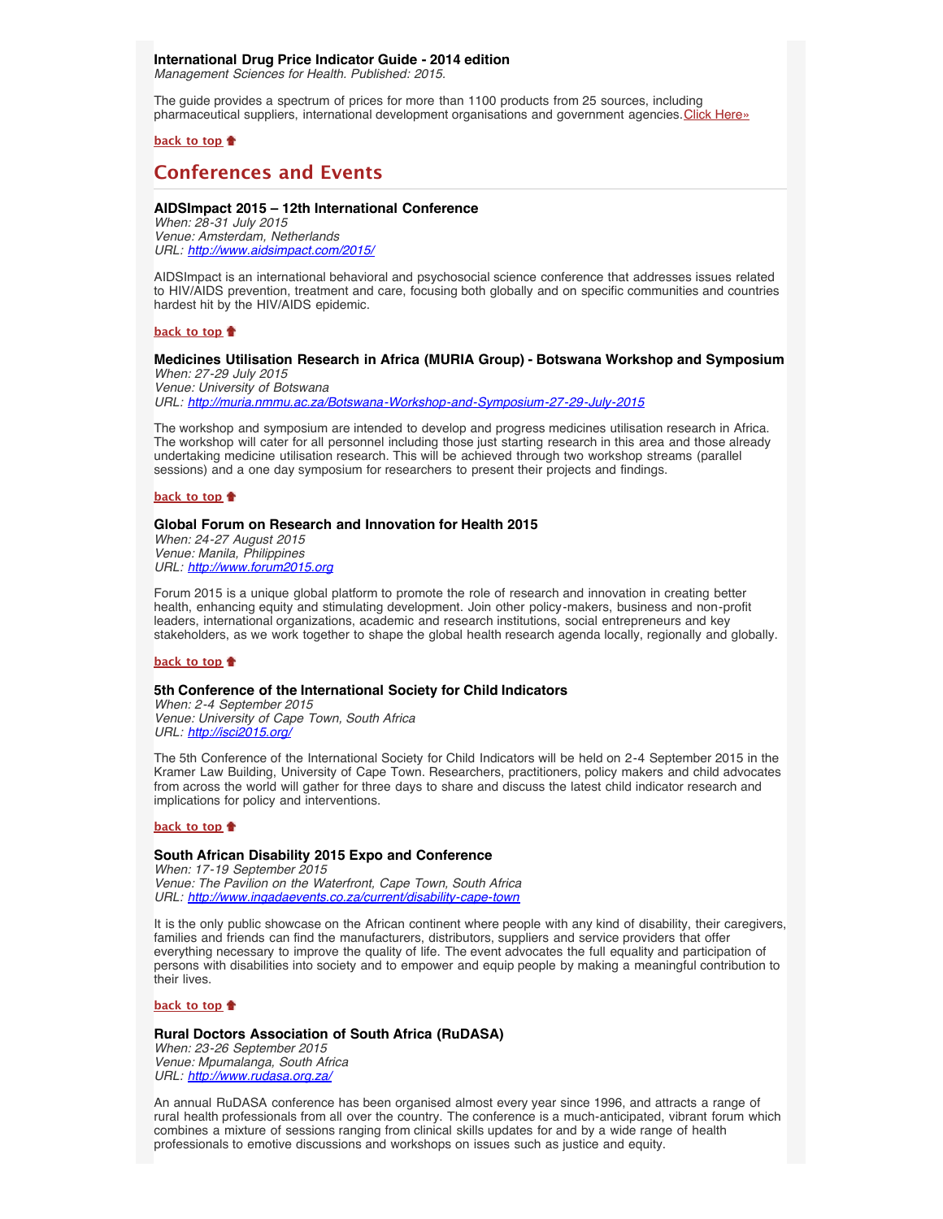**International Drug Price Indicator Guide - 2014 edition**
*Management Sciences for Health. Published: 2015.*

The guide provides a spectrum of prices for more than 1100 products from 25 sources, including pharmaceutical suppliers, international development organisations and government agencies.Click Here»

**back to top**

## Conferences and Events

**AIDSImpact 2015 – 12th International Conference**
*When: 28-31 July 2015*
*Venue: Amsterdam, Netherlands*
*URL: http://www.aidsimpact.com/2015/*

AIDSImpact is an international behavioral and psychosocial science conference that addresses issues related to HIV/AIDS prevention, treatment and care, focusing both globally and on specific communities and countries hardest hit by the HIV/AIDS epidemic.

**back to top**

**Medicines Utilisation Research in Africa (MURIA Group) - Botswana Workshop and Symposium**
*When: 27-29 July 2015*
*Venue: University of Botswana*
*URL: http://muria.nmmu.ac.za/Botswana-Workshop-and-Symposium-27-29-July-2015*

The workshop and symposium are intended to develop and progress medicines utilisation research in Africa. The workshop will cater for all personnel including those just starting research in this area and those already undertaking medicine utilisation research. This will be achieved through two workshop streams (parallel sessions) and a one day symposium for researchers to present their projects and findings.

**back to top**

**Global Forum on Research and Innovation for Health 2015**
*When: 24-27 August 2015*
*Venue: Manila, Philippines*
*URL: http://www.forum2015.org*

Forum 2015 is a unique global platform to promote the role of research and innovation in creating better health, enhancing equity and stimulating development. Join other policy-makers, business and non-profit leaders, international organizations, academic and research institutions, social entrepreneurs and key stakeholders, as we work together to shape the global health research agenda locally, regionally and globally.

**back to top**

**5th Conference of the International Society for Child Indicators**
*When: 2-4 September 2015*
*Venue: University of Cape Town, South Africa*
*URL: http://isci2015.org/*

The 5th Conference of the International Society for Child Indicators will be held on 2-4 September 2015 in the Kramer Law Building, University of Cape Town. Researchers, practitioners, policy makers and child advocates from across the world will gather for three days to share and discuss the latest child indicator research and implications for policy and interventions.

**back to top**

**South African Disability 2015 Expo and Conference**
*When: 17-19 September 2015*
*Venue: The Pavilion on the Waterfront, Cape Town, South Africa*
*URL: http://www.ingadaevents.co.za/current/disability-cape-town*

It is the only public showcase on the African continent where people with any kind of disability, their caregivers, families and friends can find the manufacturers, distributors, suppliers and service providers that offer everything necessary to improve the quality of life. The event advocates the full equality and participation of persons with disabilities into society and to empower and equip people by making a meaningful contribution to their lives.

**back to top**

**Rural Doctors Association of South Africa (RuDASA)**
*When: 23-26 September 2015*
*Venue: Mpumalanga, South Africa*
*URL: http://www.rudasa.org.za/*

An annual RuDASA conference has been organised almost every year since 1996, and attracts a range of rural health professionals from all over the country. The conference is a much-anticipated, vibrant forum which combines a mixture of sessions ranging from clinical skills updates for and by a wide range of health professionals to emotive discussions and workshops on issues such as justice and equity.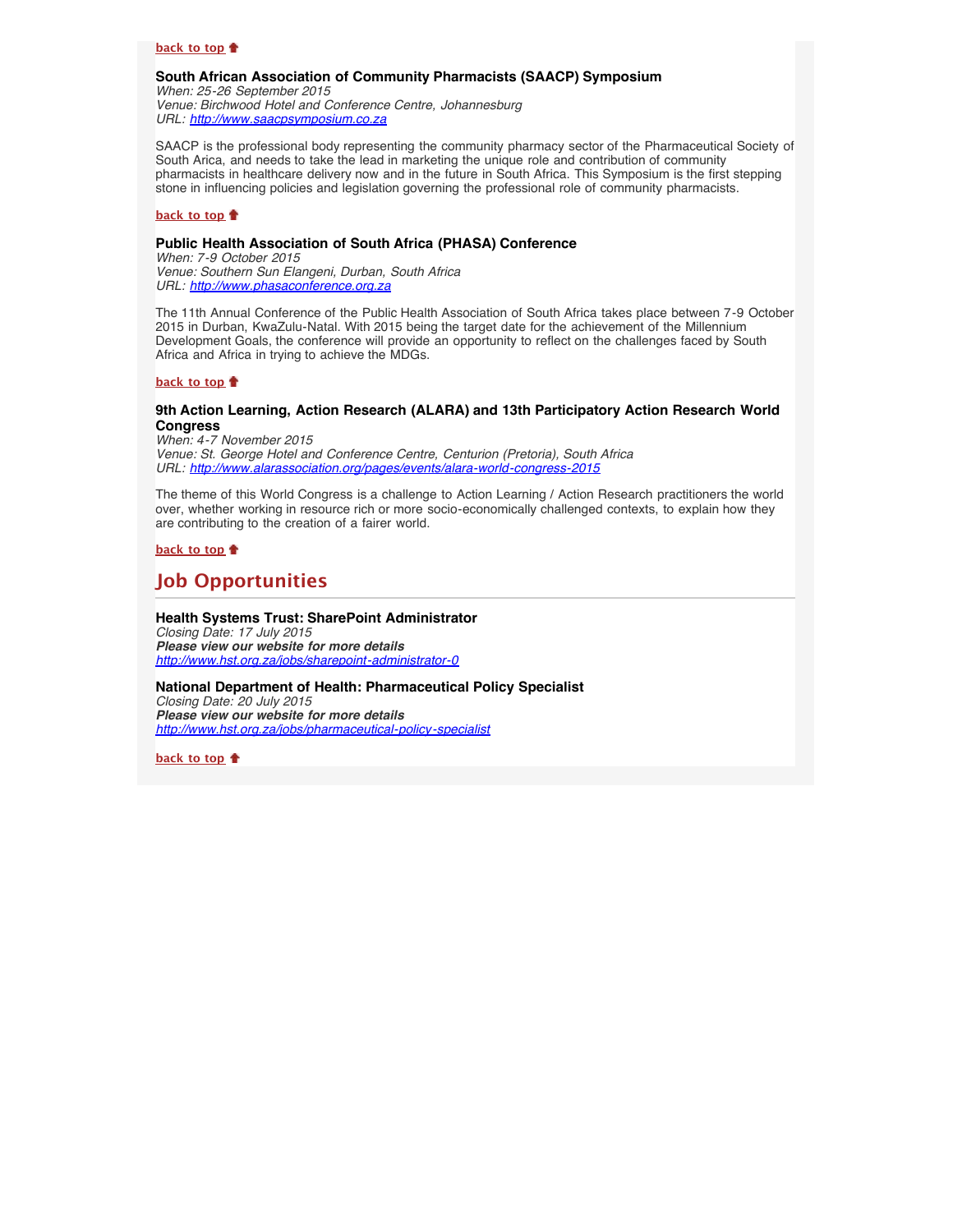[back to top](#)

### South African Association of Community Pharmacists (SAACP) Symposium

*When: 25-26 September 2015*
*Venue: Birchwood Hotel and Conference Centre, Johannesburg*
*URL: [http://www.saacpsymposium.co.za](http://www.saacpsymposium.co.za)*

SAACP is the professional body representing the community pharmacy sector of the Pharmaceutical Society of South Arica, and needs to take the lead in marketing the unique role and contribution of community pharmacists in healthcare delivery now and in the future in South Africa. This Symposium is the first stepping stone in influencing policies and legislation governing the professional role of community pharmacists.

[back to top](#)

### Public Health Association of South Africa (PHASA) Conference

*When: 7-9 October 2015*
*Venue: Southern Sun Elangeni, Durban, South Africa*
*URL: [http://www.phasaconference.org.za](http://www.phasaconference.org.za)*

The 11th Annual Conference of the Public Health Association of South Africa takes place between 7-9 October 2015 in Durban, KwaZulu-Natal. With 2015 being the target date for the achievement of the Millennium Development Goals, the conference will provide an opportunity to reflect on the challenges faced by South Africa and Africa in trying to achieve the MDGs.

[back to top](#)

### 9th Action Learning, Action Research (ALARA) and 13th Participatory Action Research World Congress

*When: 4-7 November 2015*
*Venue: St. George Hotel and Conference Centre, Centurion (Pretoria), South Africa*
*URL: [http://www.alarassociation.org/pages/events/alara-world-congress-2015](http://www.alarassociation.org/pages/events/alara-world-congress-2015)*

The theme of this World Congress is a challenge to Action Learning / Action Research practitioners the world over, whether working in resource rich or more socio-economically challenged contexts, to explain how they are contributing to the creation of a fairer world.

[back to top](#)

## Job Opportunities

### Health Systems Trust: SharePoint Administrator

*Closing Date: 17 July 2015*
***Please view our website for more details***
*[http://www.hst.org.za/jobs/sharepoint-administrator-0](http://www.hst.org.za/jobs/sharepoint-administrator-0)*

### National Department of Health: Pharmaceutical Policy Specialist

*Closing Date: 20 July 2015*
***Please view our website for more details***
*[http://www.hst.org.za/jobs/pharmaceutical-policy-specialist](http://www.hst.org.za/jobs/pharmaceutical-policy-specialist)*

[back to top](#)